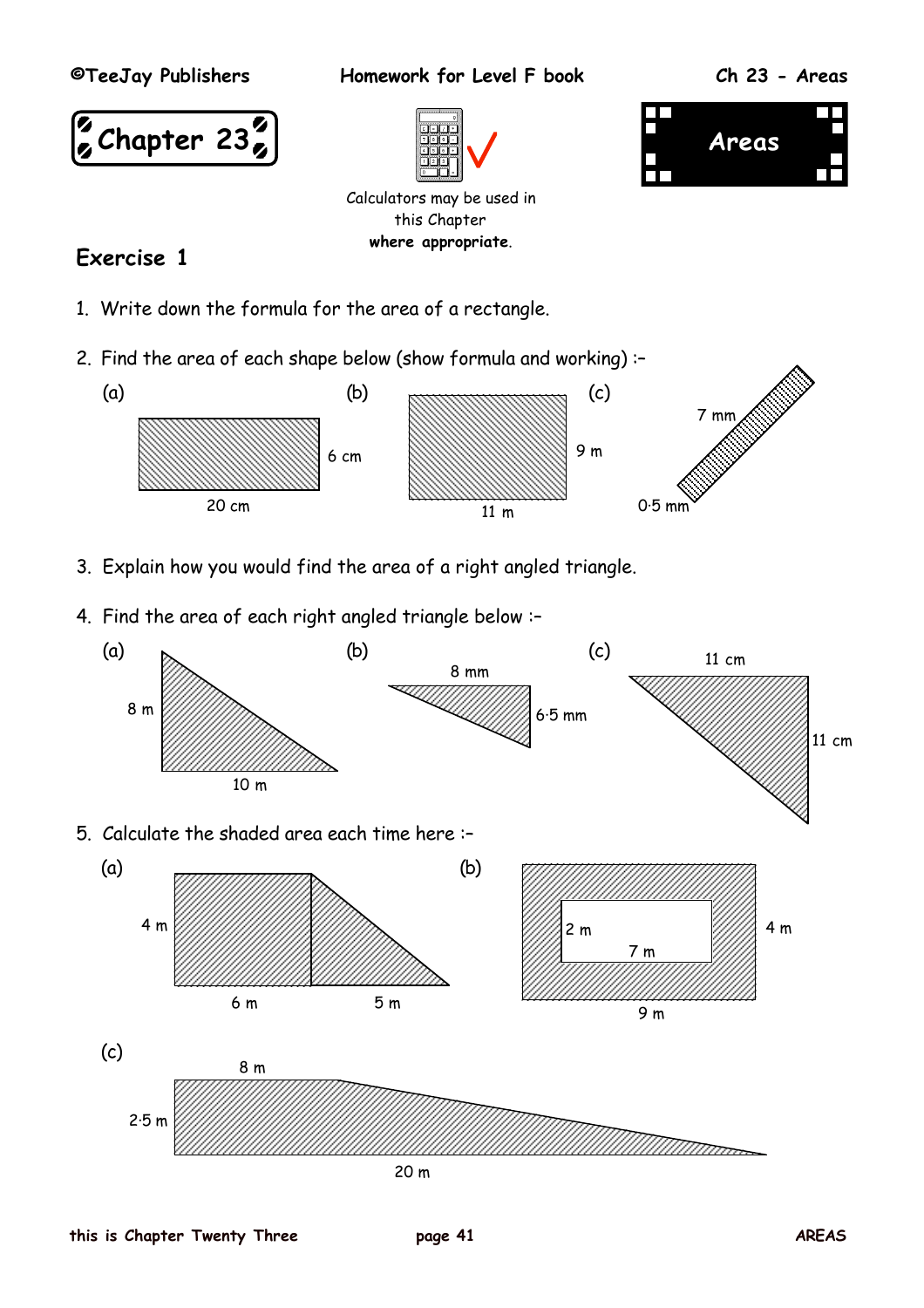# Chapter 23

## Areas

Calculators may be used in this Chapter **where appropriate**.

## Exercise 1

1. Write down the formula for the area of a rectangle.

2. Find the area of each shape below (show formula and working) :–

   (a) 20 cm, 6 cm

   (b) 11 m, 9 m

   (c) 7 mm, 0·5 mm

3. Explain how you would find the area of a right angled triangle.

4. Find the area of each right angled triangle below :–

   (a) 8 m, 10 m

   (b) 8 mm, 6·5 mm

   (c) 11 cm, 11 cm

5. Calculate the shaded area each time here :–

   (a) 4 m, 6 m, 5 m

   (b) 2 m, 7 m, 4 m, 9 m

   (c) 8 m, 2·5 m, 20 m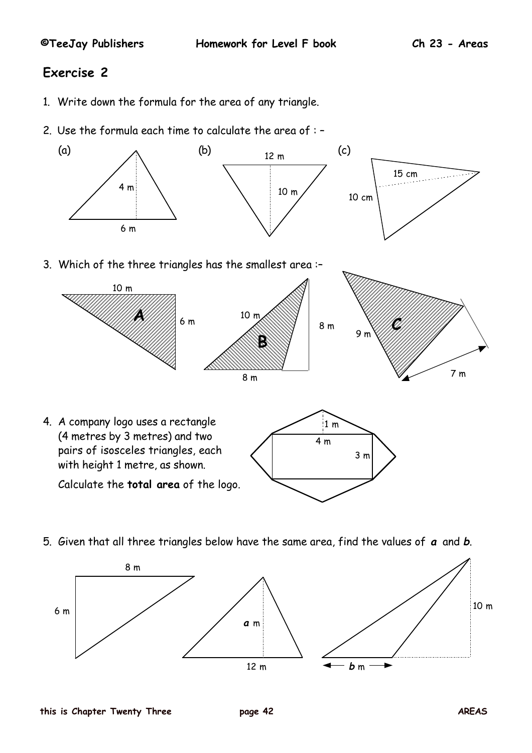## Exercise 2

1. Write down the formula for the area of any triangle.

2. Use the formula each time to calculate the area of : –

   (a) 4 m, 6 m

   (b) 12 m, 10 m

   (c) 15 cm, 10 cm

3. Which of the three triangles has the smallest area :–

   **A**: 10 m, 6 m

   **B**: 10 m, 8 m, 8 m

   **C**: 9 m, 7 m

4. A company logo uses a rectangle (4 metres by 3 metres) and two pairs of isosceles triangles, each with height 1 metre, as shown.

   Calculate the **total area** of the logo.

   1 m, 4 m, 3 m

5. Given that all three triangles below have the same area, find the values of ***a*** and ***b***.

   8 m, 6 m

   ***a*** m, 12 m

   ***b*** m, 10 m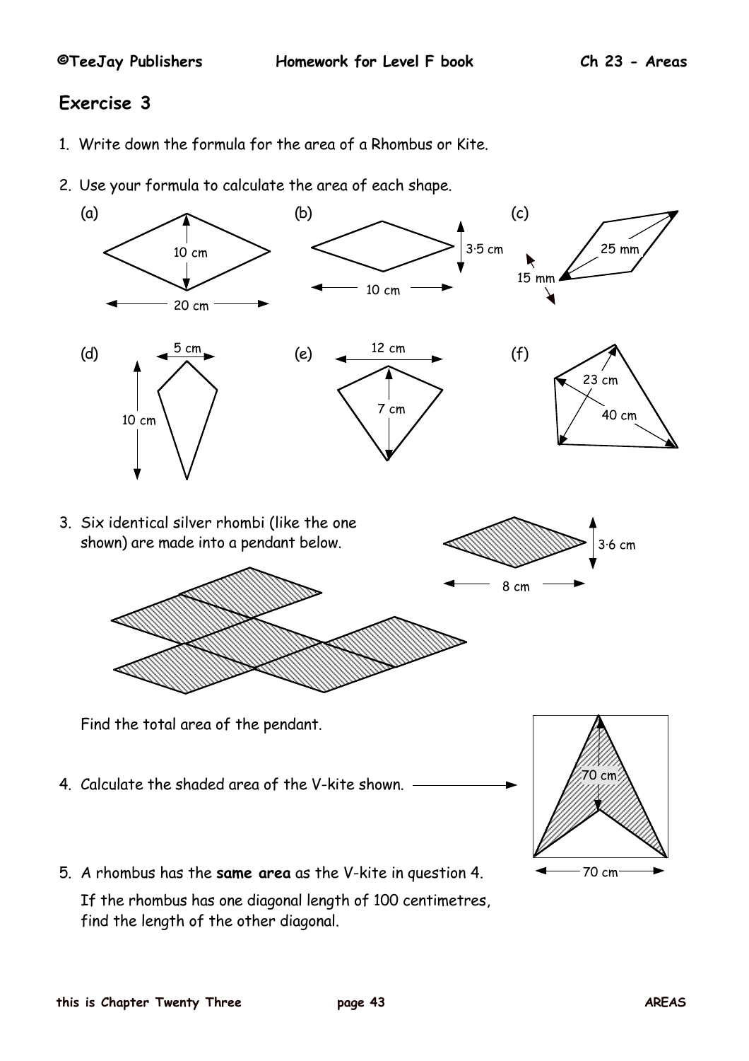## Exercise 3

1. Write down the formula for the area of a Rhombus or Kite.

2. Use your formula to calculate the area of each shape.

(a) 10 cm, 20 cm

(b) 3·5 cm, 10 cm

(c) 25 mm, 15 mm

(d) 5 cm, 10 cm

(e) 12 cm, 7 cm

(f) 23 cm, 40 cm

3. Six identical silver rhombi (like the one shown) are made into a pendant below.

3·6 cm, 8 cm

Find the total area of the pendant.

4. Calculate the shaded area of the V-kite shown.

70 cm, 70 cm

5. A rhombus has the **same area** as the V-kite in question 4.

If the rhombus has one diagonal length of 100 centimetres, find the length of the other diagonal.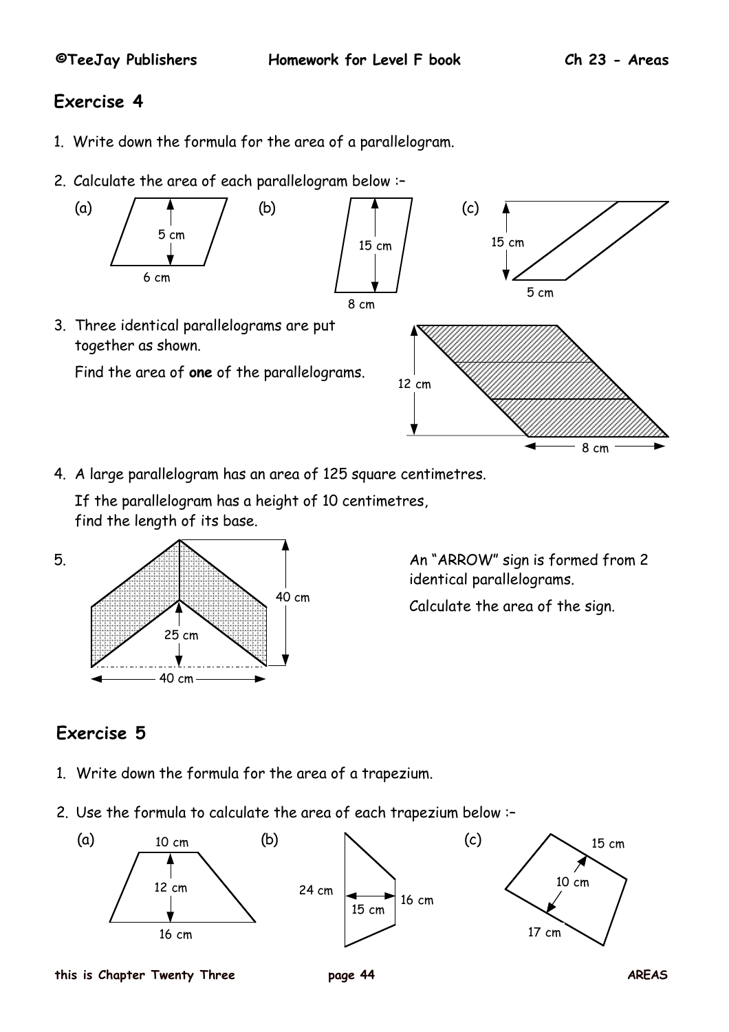## Exercise 4

1. Write down the formula for the area of a parallelogram.

2. Calculate the area of each parallelogram below :–

   (a) 5 cm, 6 cm

   (b) 15 cm, 8 cm

   (c) 15 cm, 5 cm

3. Three identical parallelograms are put together as shown.

   Find the area of **one** of the parallelograms.

   12 cm, 8 cm

4. A large parallelogram has an area of 125 square centimetres.

   If the parallelogram has a height of 10 centimetres, find the length of its base.

5. An "ARROW" sign is formed from 2 identical parallelograms.

   Calculate the area of the sign.

   40 cm, 25 cm, 40 cm

## Exercise 5

1. Write down the formula for the area of a trapezium.

2. Use the formula to calculate the area of each trapezium below :–

   (a) 10 cm, 12 cm, 16 cm

   (b) 24 cm, 15 cm, 16 cm

   (c) 15 cm, 10 cm, 17 cm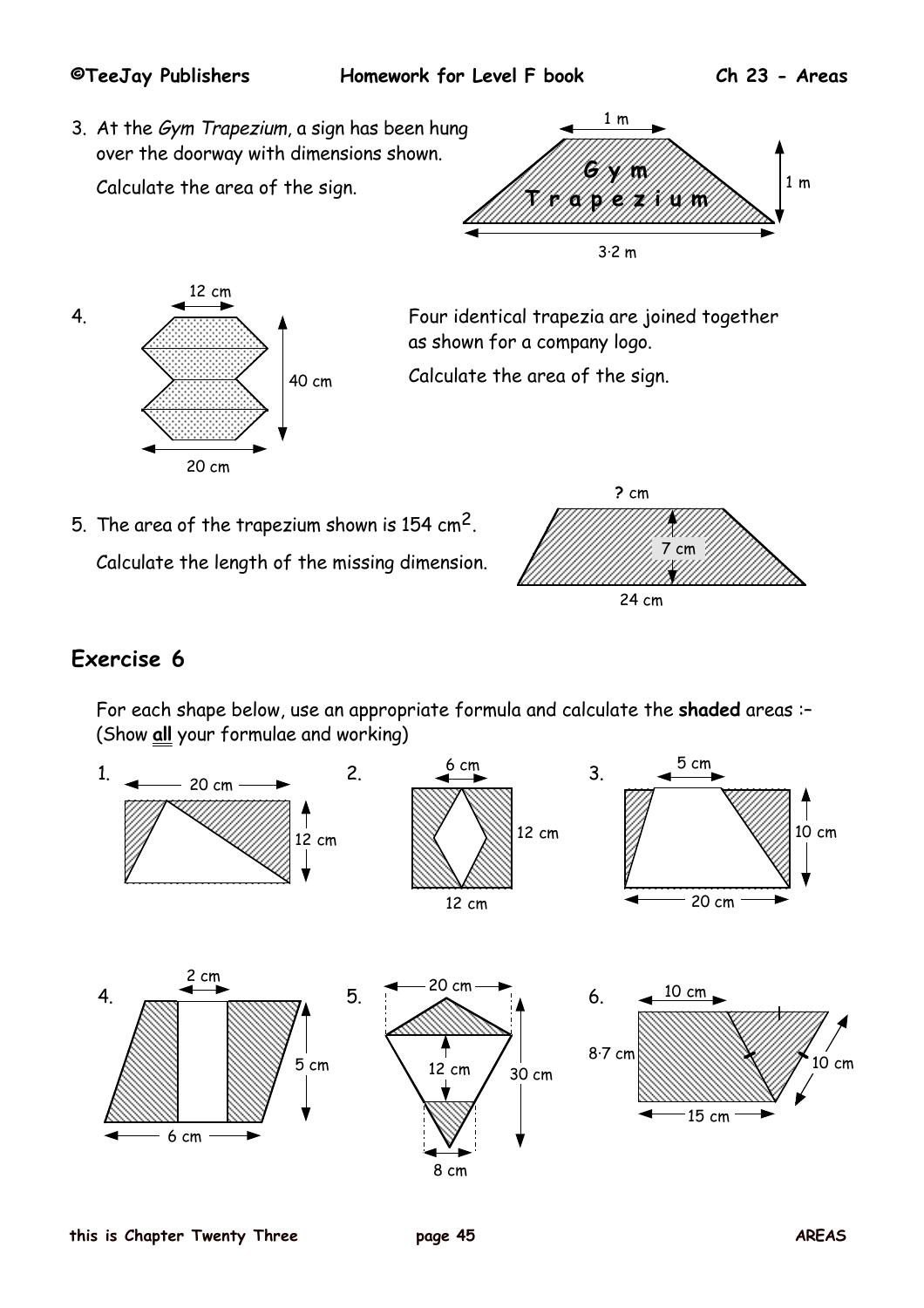3. At the *Gym Trapezium*, a sign has been hung over the doorway with dimensions shown.

   Calculate the area of the sign.

   1 m

   Gym Trapezium

   1 m

   3·2 m

4. Four identical trapezia are joined together as shown for a company logo.

   Calculate the area of the sign.

   12 cm

   40 cm

   20 cm

5. The area of the trapezium shown is 154 $cm^2$.

   Calculate the length of the missing dimension.

   ? cm

   7 cm

   24 cm

## Exercise 6

For each shape below, use an appropriate formula and calculate the **shaded** areas :– (Show **all** your formulae and working)

1. 20 cm, 12 cm

2. 6 cm, 12 cm, 12 cm

3. 5 cm, 10 cm, 20 cm

4. 2 cm, 5 cm, 6 cm

5. 20 cm, 12 cm, 30 cm, 8 cm

6. 10 cm, 8·7 cm, 10 cm, 15 cm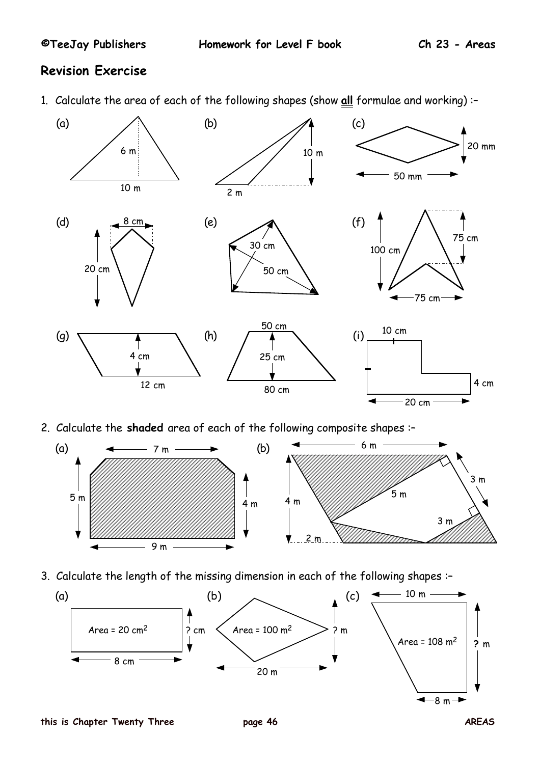## Revision Exercise

1. Calculate the area of each of the following shapes (show **all** formulae and working) :–

(a)

6 m

10 m

(b)

10 m

2 m

(c)

20 mm

50 mm

(d)

8 cm

20 cm

(e)

30 cm

50 cm

(f)

100 cm

75 cm

75 cm

(g)

4 cm

12 cm

(h)

50 cm

25 cm

80 cm

(i)

10 cm

4 cm

20 cm

2. Calculate the **shaded** area of each of the following composite shapes :–

(a)

7 m

5 m

4 m

9 m

(b)

6 m

3 m

5 m

4 m

3 m

2 m

3. Calculate the length of the missing dimension in each of the following shapes :–

(a)

Area = 20 $cm^2$

? cm

8 cm

(b)

Area = 100 $m^2$

? m

20 m

(c)

10 m

Area = 108 $m^2$

? m

8 m